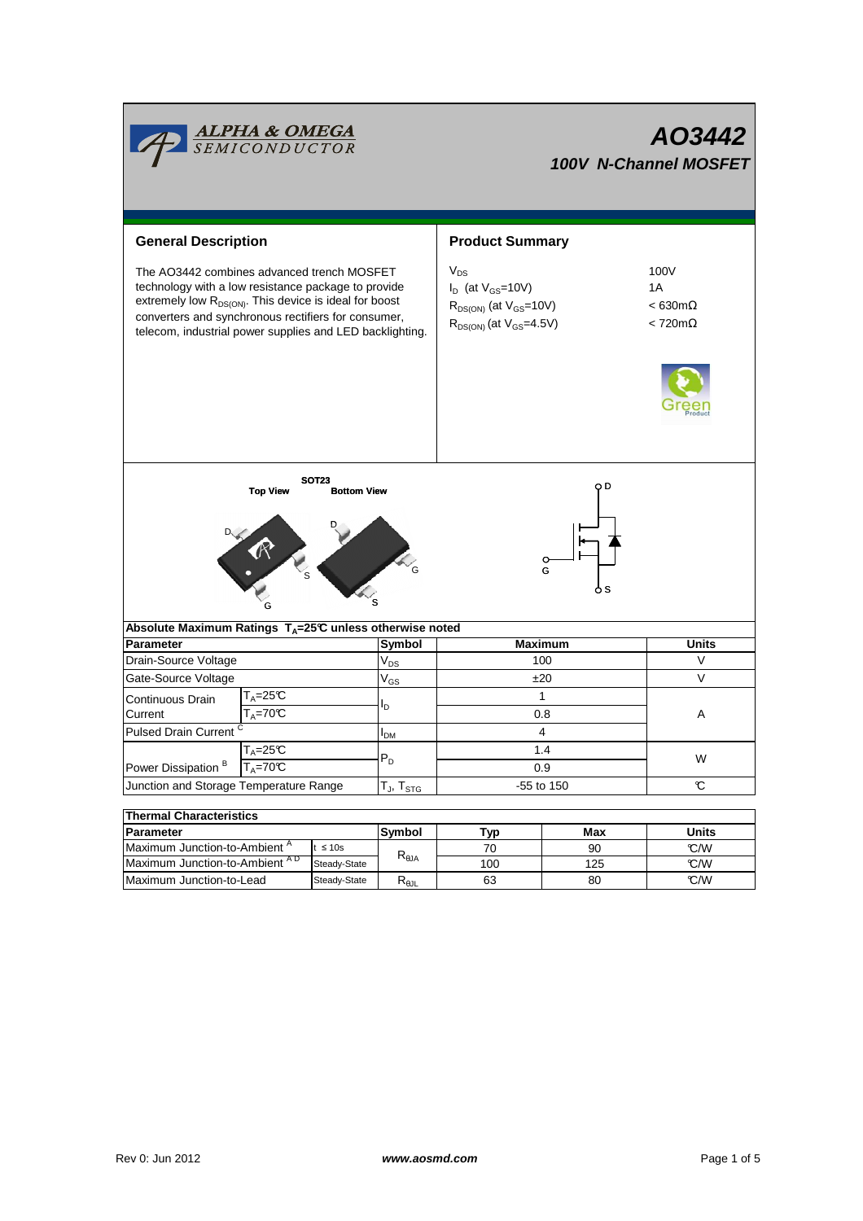ALPHA & OMEGA SEMICONDUCTOR

# AO3442

## 100V N-Channel MOSFET

## General Description

The AO3442 combines advanced trench MOSFET technology with a low resistance package to provide extremely low $R_{DS(ON)}$. This device is ideal for boost converters and synchronous rectifiers for consumer, telecom, industrial power supplies and LED backlighting.

## Product Summary

| | |
|---|---|
| $V_{DS}$ | 100V |
| $I_D$ (at $V_{GS}$=10V) | 1A |
| $R_{DS(ON)}$ (at $V_{GS}$=10V) | < 630mΩ |
| $R_{DS(ON)}$ (at $V_{GS}$=4.5V) | < 720mΩ |

Green Product

SOT23

Top View — Bottom View

D, G, S

### Absolute Maximum Ratings $T_A$=25℃ unless otherwise noted

| Parameter | | Symbol | Maximum | Units |
|---|---|---|---|---|
| Drain-Source Voltage | | $V_{DS}$ | 100 | V |
| Gate-Source Voltage | | $V_{GS}$ | ±20 | V |
| Continuous Drain Current | $T_A$=25℃ | $I_D$ | 1 | A |
| | $T_A$=70℃ | | 0.8 | |
| Pulsed Drain Current [C] | | $I_{DM}$ | 4 | |
| Power Dissipation [B] | $T_A$=25℃ | $P_D$ | 1.4 | W |
| | $T_A$=70℃ | | 0.9 | |
| Junction and Storage Temperature Range | | $T_J$, $T_{STG}$ | -55 to 150 | ℃ |

### Thermal Characteristics

| Parameter | | Symbol | Typ | Max | Units |
|---|---|---|---|---|---|
| Maximum Junction-to-Ambient [A] | t ≤ 10s | $R_{\theta JA}$ | 70 | 90 | ℃/W |
| Maximum Junction-to-Ambient [A D] | Steady-State | | 100 | 125 | ℃/W |
| Maximum Junction-to-Lead | Steady-State | $R_{\theta JL}$ | 63 | 80 | ℃/W |

Rev 0: Jun 2012 — www.aosmd.com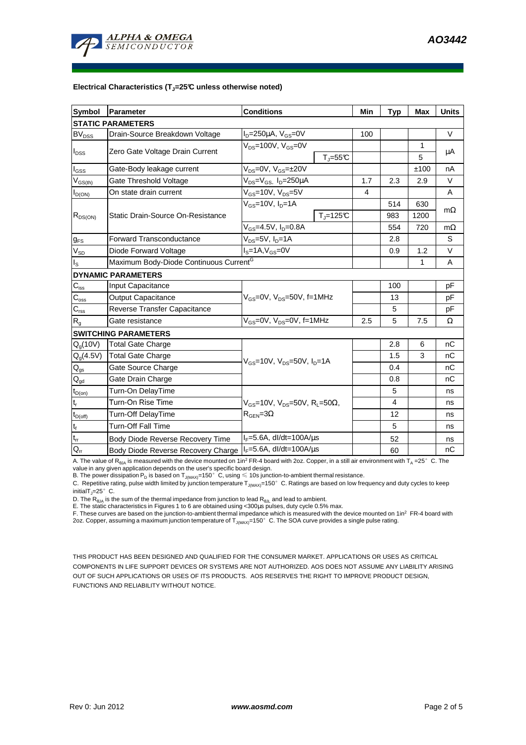**Electrical Characteristics ($T_J$=25°C unless otherwise noted)**

| Symbol | Parameter | Conditions | | Min | Typ | Max | Units |
|---|---|---|---|---|---|---|---|
| **STATIC PARAMETERS** | | | | | | | |
| $BV_{DSS}$ | Drain-Source Breakdown Voltage | $I_D$=250µA, $V_{GS}$=0V | | 100 | | | V |
| $I_{DSS}$ | Zero Gate Voltage Drain Current | $V_{DS}$=100V, $V_{GS}$=0V | | | | 1 | µA |
| | | | $T_J$=55°C | | | 5 | |
| $I_{GSS}$ | Gate-Body leakage current | $V_{DS}$=0V, $V_{GS}$=±20V | | | | ±100 | nA |
| $V_{GS(th)}$ | Gate Threshold Voltage | $V_{DS}$=$V_{GS}$, $I_D$=250µA | | 1.7 | 2.3 | 2.9 | V |
| $I_{D(ON)}$ | On state drain current | $V_{GS}$=10V, $V_{DS}$=5V | | 4 | | | A |
| $R_{DS(ON)}$ | Static Drain-Source On-Resistance | $V_{GS}$=10V, $I_D$=1A | | | 514 | 630 | mΩ |
| | | | $T_J$=125°C | | 983 | 1200 | |
| | | $V_{GS}$=4.5V, $I_D$=0.8A | | | 554 | 720 | mΩ |
| $g_{FS}$ | Forward Transconductance | $V_{DS}$=5V, $I_D$=1A | | | 2.8 | | S |
| $V_{SD}$ | Diode Forward Voltage | $I_S$=1A,$V_{GS}$=0V | | | 0.9 | 1.2 | V |
| $I_S$ | Maximum Body-Diode Continuous Current[G] | | | | | 1 | A |
| **DYNAMIC PARAMETERS** | | | | | | | |
| $C_{iss}$ | Input Capacitance | $V_{GS}$=0V, $V_{DS}$=50V, f=1MHz | | | 100 | | pF |
| $C_{oss}$ | Output Capacitance | | | | 13 | | pF |
| $C_{rss}$ | Reverse Transfer Capacitance | | | | 5 | | pF |
| $R_g$ | Gate resistance | $V_{GS}$=0V, $V_{DS}$=0V, f=1MHz | | 2.5 | 5 | 7.5 | Ω |
| **SWITCHING PARAMETERS** | | | | | | | |
| $Q_g$(10V) | Total Gate Charge | $V_{GS}$=10V, $V_{DS}$=50V, $I_D$=1A | | | 2.8 | 6 | nC |
| $Q_g$(4.5V) | Total Gate Charge | | | | 1.5 | 3 | nC |
| $Q_{gs}$ | Gate Source Charge | | | | 0.4 | | nC |
| $Q_{gd}$ | Gate Drain Charge | | | | 0.8 | | nC |
| $t_{D(on)}$ | Turn-On DelayTime | $V_{GS}$=10V, $V_{DS}$=50V, $R_L$=50Ω, $R_{GEN}$=3Ω | | | 5 | | ns |
| $t_r$ | Turn-On Rise Time | | | | 4 | | ns |
| $t_{D(off)}$ | Turn-Off DelayTime | | | | 12 | | ns |
| $t_f$ | Turn-Off Fall Time | | | | 5 | | ns |
| $t_{rr}$ | Body Diode Reverse Recovery Time | $I_F$=5.6A, dI/dt=100A/µs | | | 52 | | ns |
| $Q_{rr}$ | Body Diode Reverse Recovery Charge | $I_F$=5.6A, dI/dt=100A/µs | | | 60 | | nC |

A. The value of $R_{\theta JA}$ is measured with the device mounted on 1in² FR-4 board with 2oz. Copper, in a still air environment with $T_A$ =25°C. The value in any given application depends on the user's specific board design.
B. The power dissipation $P_D$ is based on $T_{J(MAX)}$=150°C, using ≤ 10s junction-to-ambient thermal resistance.
C. Repetitive rating, pulse width limited by junction temperature $T_{J(MAX)}$=150°C. Ratings are based on low frequency and duty cycles to keep initial $T_J$=25°C.
D. The $R_{\theta JA}$ is the sum of the thermal impedance from junction to lead $R_{\theta JL}$ and lead to ambient.
E. The static characteristics in Figures 1 to 6 are obtained using <300µs pulses, duty cycle 0.5% max.
F. These curves are based on the junction-to-ambient thermal impedance which is measured with the device mounted on 1in² FR-4 board with 2oz. Copper, assuming a maximum junction temperature of $T_{J(MAX)}$=150°C. The SOA curve provides a single pulse rating.

THIS PRODUCT HAS BEEN DESIGNED AND QUALIFIED FOR THE CONSUMER MARKET. APPLICATIONS OR USES AS CRITICAL COMPONENTS IN LIFE SUPPORT DEVICES OR SYSTEMS ARE NOT AUTHORIZED. AOS DOES NOT ASSUME ANY LIABILITY ARISING OUT OF SUCH APPLICATIONS OR USES OF ITS PRODUCTS. AOS RESERVES THE RIGHT TO IMPROVE PRODUCT DESIGN, FUNCTIONS AND RELIABILITY WITHOUT NOTICE.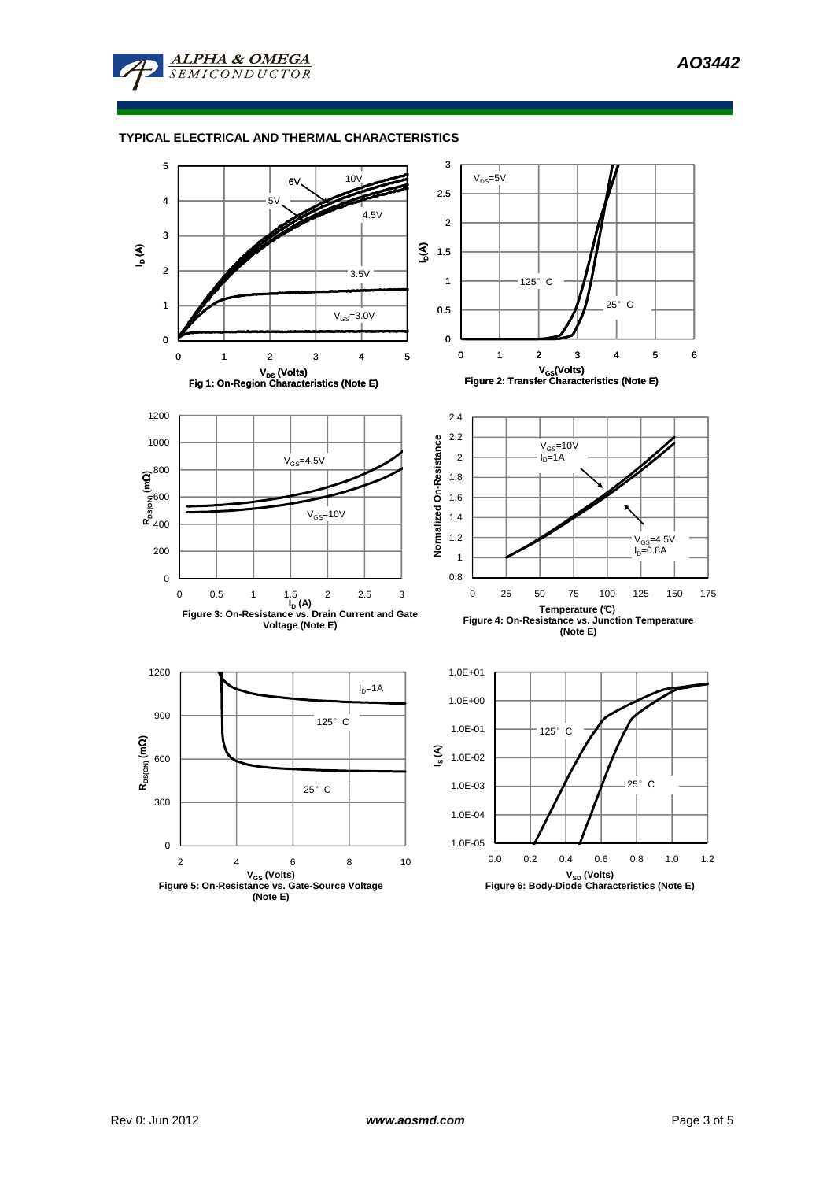## TYPICAL ELECTRICAL AND THERMAL CHARACTERISTICS

Fig 1: On-Region Characteristics (Note E)

Figure 2: Transfer Characteristics (Note E)

Figure 3: On-Resistance vs. Drain Current and Gate Voltage (Note E)

Figure 4: On-Resistance vs. Junction Temperature (Note E)

Figure 5: On-Resistance vs. Gate-Source Voltage (Note E)

Figure 6: Body-Diode Characteristics (Note E)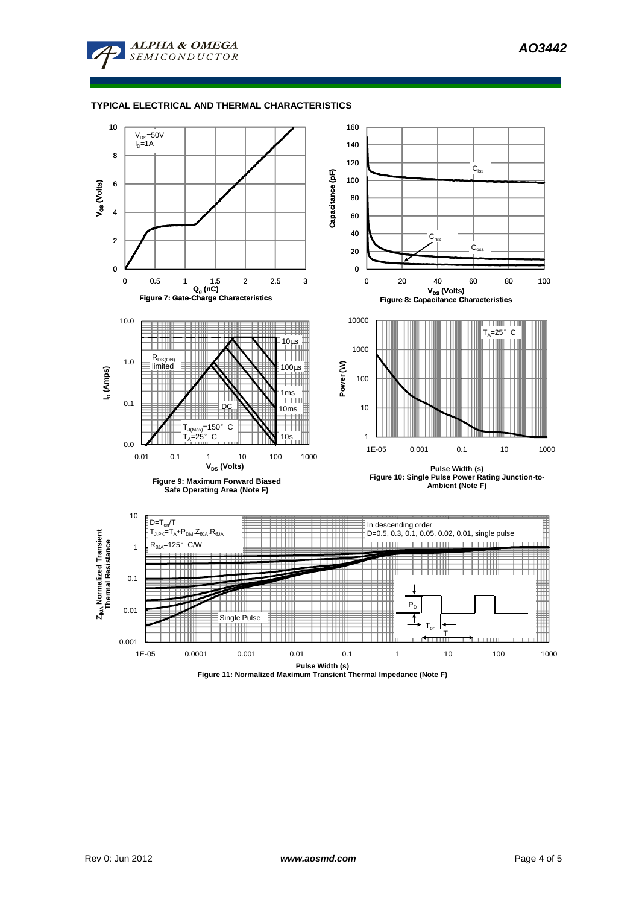## TYPICAL ELECTRICAL AND THERMAL CHARACTERISTICS

$V_{DS}$=50V
$I_D$=1A

$V_{GS}$ (Volts)

$Q_g$ (nC)

**Figure 7: Gate-Charge Characteristics**

$C_{iss}$

$C_{rss}$

$C_{oss}$

Capacitance (pF)

$V_{DS}$ (Volts)

**Figure 8: Capacitance Characteristics**

$R_{DS(ON)}$ limited

10µs

100µs

1ms

10ms

DC

10s

$T_{J(Max)}$=150° C
$T_A$=25° C

$I_D$ (Amps)

$V_{DS}$ (Volts)

**Figure 9: Maximum Forward Biased Safe Operating Area (Note F)**

$T_A$=25° C

Power (W)

Pulse Width (s)

**Figure 10: Single Pulse Power Rating Junction-to-Ambient (Note F)**

D=$T_{on}$/T
$T_{J,PK}$=$T_A$+$P_{DM}$.$Z_{\theta JA}$.$R_{\theta JA}$
$R_{\theta JA}$=125° C/W

In descending order
D=0.5, 0.3, 0.1, 0.05, 0.02, 0.01, single pulse

Single Pulse

$P_D$

$T_{on}$

T

$Z_{\theta JA}$ Normalized Transient Thermal Resistance

Pulse Width (s)

**Figure 11: Normalized Maximum Transient Thermal Impedance (Note F)**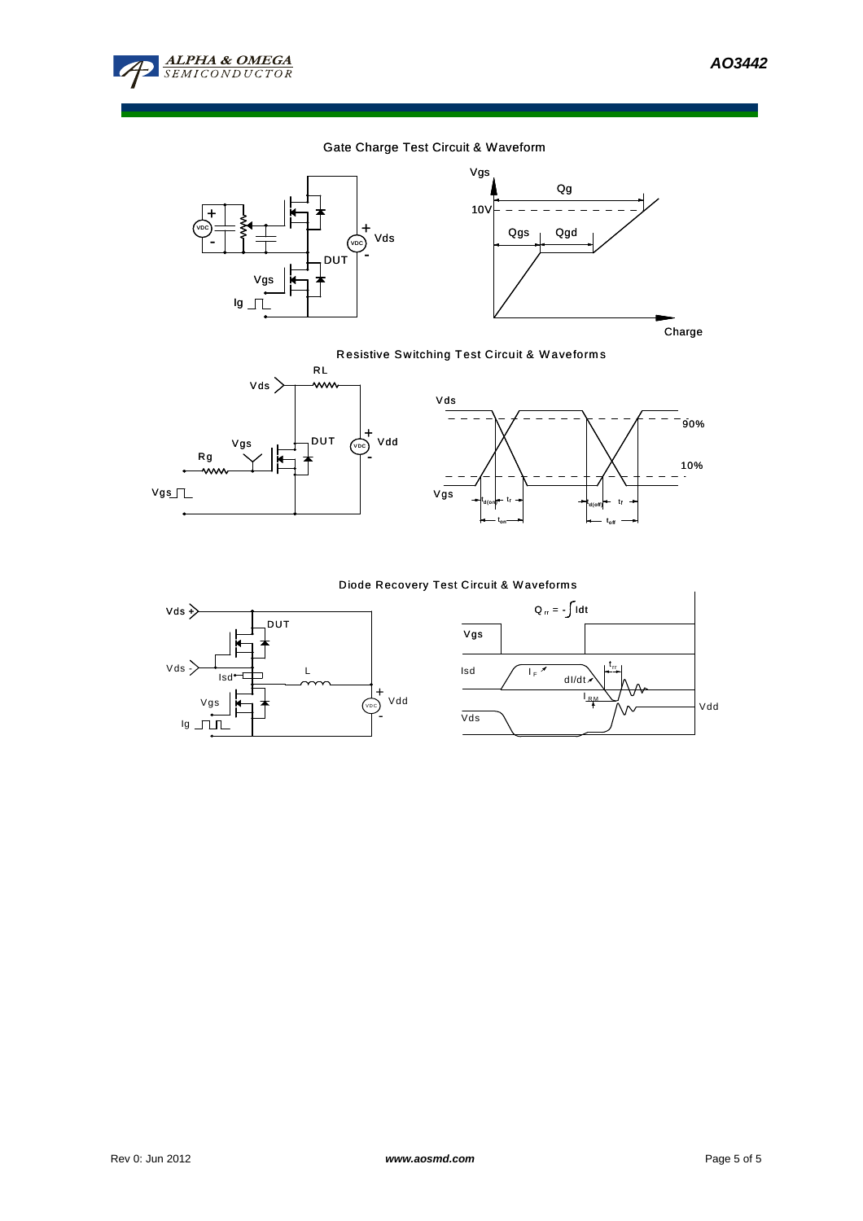## Gate Charge Test Circuit & Waveform

VDC
+
-
Vds
DUT
Vgs
Ig

Vgs
10V
Qg
Qgs
Qgd
Charge

## Resistive Switching Test Circuit & Waveforms

RL
Vds
Vgs
Rg
DUT
Vdd
Vgs

Vds
90%
10%
Vgs
$t_{d(on)}$
$t_r$
$t_{on}$
$t_{d(off)}$
$t_f$
$t_{off}$

## Diode Recovery Test Circuit & Waveforms

Vds +
DUT
Vds -
Isd
L
Vgs
Ig
Vdd

$Q_{rr} = -\int Idt$
Vgs
Isd
$I_F$
dI/dt
$t_{rr}$
$I_{RM}$
Vds
Vdd